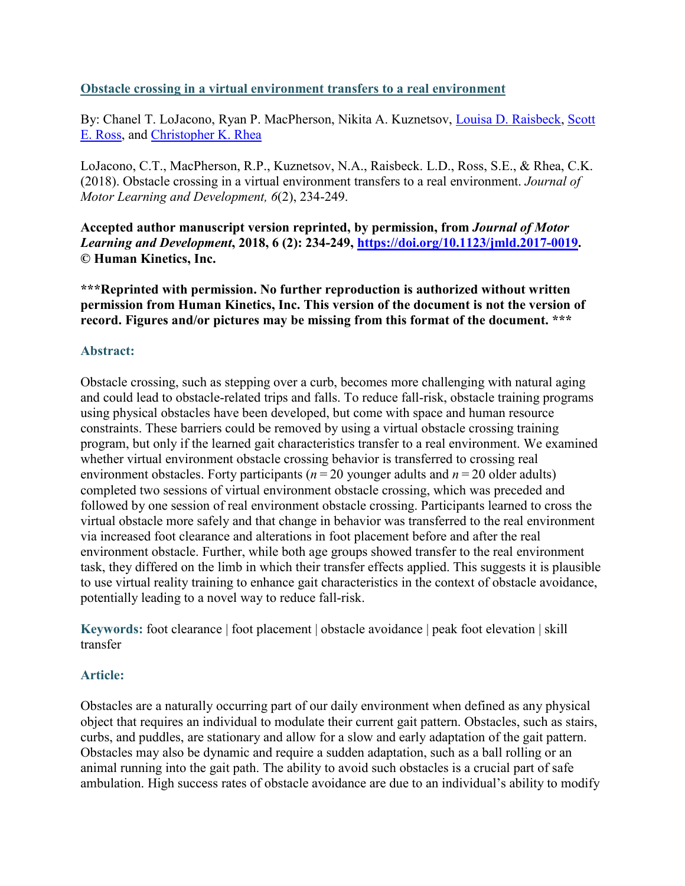**Obstacle crossing in a virtual environment transfers to a real environment**

By: Chanel T. LoJacono, Ryan P. MacPherson, Nikita A. Kuznetsov, Louisa D. Raisbeck, Scott E. Ross, and Christopher K. Rhea

LoJacono, C.T., MacPherson, R.P., Kuznetsov, N.A., Raisbeck. L.D., Ross, S.E., & Rhea, C.K. (2018). Obstacle crossing in a virtual environment transfers to a real environment. *Journal of Motor Learning and Development, 6*(2), 234-249.

**Accepted author manuscript version reprinted, by permission, from *Journal of Motor Learning and Development*, 2018, 6 (2): 234-249, https://doi.org/10.1123/jmld.2017-0019. © Human Kinetics, Inc.**

**\*\*\*Reprinted with permission. No further reproduction is authorized without written permission from Human Kinetics, Inc. This version of the document is not the version of record. Figures and/or pictures may be missing from this format of the document. \*\*\***

## Abstract:

Obstacle crossing, such as stepping over a curb, becomes more challenging with natural aging and could lead to obstacle-related trips and falls. To reduce fall-risk, obstacle training programs using physical obstacles have been developed, but come with space and human resource constraints. These barriers could be removed by using a virtual obstacle crossing training program, but only if the learned gait characteristics transfer to a real environment. We examined whether virtual environment obstacle crossing behavior is transferred to crossing real environment obstacles. Forty participants (*n* = 20 younger adults and *n* = 20 older adults) completed two sessions of virtual environment obstacle crossing, which was preceded and followed by one session of real environment obstacle crossing. Participants learned to cross the virtual obstacle more safely and that change in behavior was transferred to the real environment via increased foot clearance and alterations in foot placement before and after the real environment obstacle. Further, while both age groups showed transfer to the real environment task, they differed on the limb in which their transfer effects applied. This suggests it is plausible to use virtual reality training to enhance gait characteristics in the context of obstacle avoidance, potentially leading to a novel way to reduce fall-risk.

**Keywords:** foot clearance | foot placement | obstacle avoidance | peak foot elevation | skill transfer

## Article:

Obstacles are a naturally occurring part of our daily environment when defined as any physical object that requires an individual to modulate their current gait pattern. Obstacles, such as stairs, curbs, and puddles, are stationary and allow for a slow and early adaptation of the gait pattern. Obstacles may also be dynamic and require a sudden adaptation, such as a ball rolling or an animal running into the gait path. The ability to avoid such obstacles is a crucial part of safe ambulation. High success rates of obstacle avoidance are due to an individual's ability to modify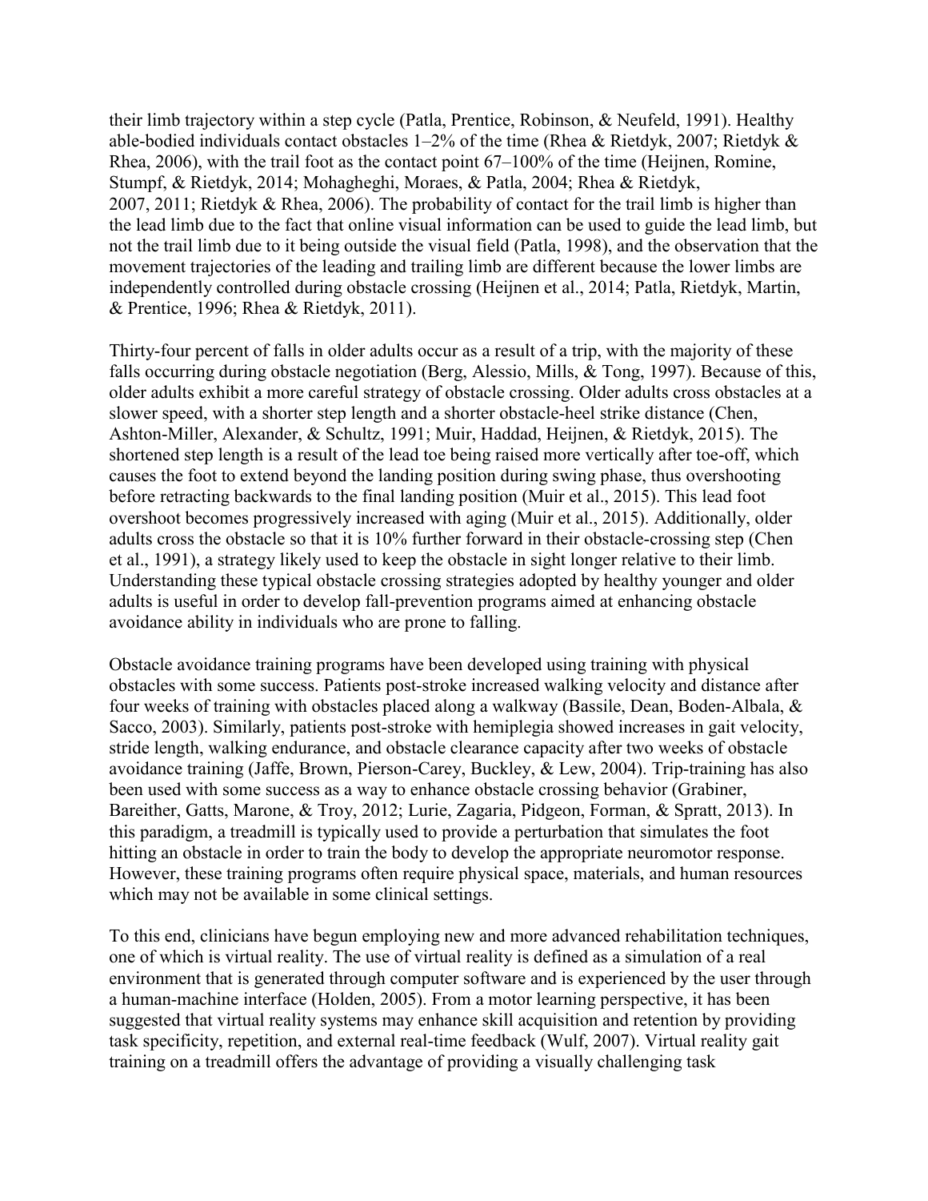their limb trajectory within a step cycle (Patla, Prentice, Robinson, & Neufeld, 1991). Healthy able-bodied individuals contact obstacles 1–2% of the time (Rhea & Rietdyk, 2007; Rietdyk & Rhea, 2006), with the trail foot as the contact point 67–100% of the time (Heijnen, Romine, Stumpf, & Rietdyk, 2014; Mohagheghi, Moraes, & Patla, 2004; Rhea & Rietdyk, 2007, 2011; Rietdyk & Rhea, 2006). The probability of contact for the trail limb is higher than the lead limb due to the fact that online visual information can be used to guide the lead limb, but not the trail limb due to it being outside the visual field (Patla, 1998), and the observation that the movement trajectories of the leading and trailing limb are different because the lower limbs are independently controlled during obstacle crossing (Heijnen et al., 2014; Patla, Rietdyk, Martin, & Prentice, 1996; Rhea & Rietdyk, 2011).

Thirty-four percent of falls in older adults occur as a result of a trip, with the majority of these falls occurring during obstacle negotiation (Berg, Alessio, Mills, & Tong, 1997). Because of this, older adults exhibit a more careful strategy of obstacle crossing. Older adults cross obstacles at a slower speed, with a shorter step length and a shorter obstacle-heel strike distance (Chen, Ashton-Miller, Alexander, & Schultz, 1991; Muir, Haddad, Heijnen, & Rietdyk, 2015). The shortened step length is a result of the lead toe being raised more vertically after toe-off, which causes the foot to extend beyond the landing position during swing phase, thus overshooting before retracting backwards to the final landing position (Muir et al., 2015). This lead foot overshoot becomes progressively increased with aging (Muir et al., 2015). Additionally, older adults cross the obstacle so that it is 10% further forward in their obstacle-crossing step (Chen et al., 1991), a strategy likely used to keep the obstacle in sight longer relative to their limb. Understanding these typical obstacle crossing strategies adopted by healthy younger and older adults is useful in order to develop fall-prevention programs aimed at enhancing obstacle avoidance ability in individuals who are prone to falling.

Obstacle avoidance training programs have been developed using training with physical obstacles with some success. Patients post-stroke increased walking velocity and distance after four weeks of training with obstacles placed along a walkway (Bassile, Dean, Boden-Albala, & Sacco, 2003). Similarly, patients post-stroke with hemiplegia showed increases in gait velocity, stride length, walking endurance, and obstacle clearance capacity after two weeks of obstacle avoidance training (Jaffe, Brown, Pierson-Carey, Buckley, & Lew, 2004). Trip-training has also been used with some success as a way to enhance obstacle crossing behavior (Grabiner, Bareither, Gatts, Marone, & Troy, 2012; Lurie, Zagaria, Pidgeon, Forman, & Spratt, 2013). In this paradigm, a treadmill is typically used to provide a perturbation that simulates the foot hitting an obstacle in order to train the body to develop the appropriate neuromotor response. However, these training programs often require physical space, materials, and human resources which may not be available in some clinical settings.

To this end, clinicians have begun employing new and more advanced rehabilitation techniques, one of which is virtual reality. The use of virtual reality is defined as a simulation of a real environment that is generated through computer software and is experienced by the user through a human-machine interface (Holden, 2005). From a motor learning perspective, it has been suggested that virtual reality systems may enhance skill acquisition and retention by providing task specificity, repetition, and external real-time feedback (Wulf, 2007). Virtual reality gait training on a treadmill offers the advantage of providing a visually challenging task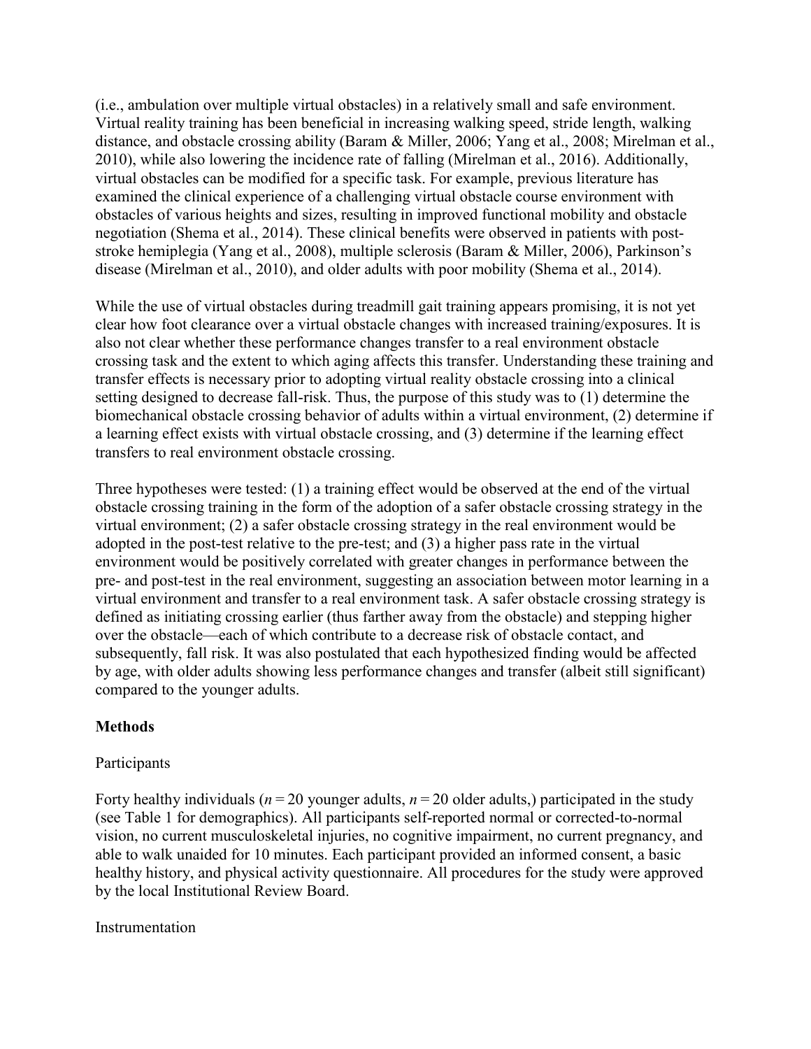(i.e., ambulation over multiple virtual obstacles) in a relatively small and safe environment. Virtual reality training has been beneficial in increasing walking speed, stride length, walking distance, and obstacle crossing ability (Baram & Miller, 2006; Yang et al., 2008; Mirelman et al., 2010), while also lowering the incidence rate of falling (Mirelman et al., 2016). Additionally, virtual obstacles can be modified for a specific task. For example, previous literature has examined the clinical experience of a challenging virtual obstacle course environment with obstacles of various heights and sizes, resulting in improved functional mobility and obstacle negotiation (Shema et al., 2014). These clinical benefits were observed in patients with post-stroke hemiplegia (Yang et al., 2008), multiple sclerosis (Baram & Miller, 2006), Parkinson's disease (Mirelman et al., 2010), and older adults with poor mobility (Shema et al., 2014).

While the use of virtual obstacles during treadmill gait training appears promising, it is not yet clear how foot clearance over a virtual obstacle changes with increased training/exposures. It is also not clear whether these performance changes transfer to a real environment obstacle crossing task and the extent to which aging affects this transfer. Understanding these training and transfer effects is necessary prior to adopting virtual reality obstacle crossing into a clinical setting designed to decrease fall-risk. Thus, the purpose of this study was to (1) determine the biomechanical obstacle crossing behavior of adults within a virtual environment, (2) determine if a learning effect exists with virtual obstacle crossing, and (3) determine if the learning effect transfers to real environment obstacle crossing.

Three hypotheses were tested: (1) a training effect would be observed at the end of the virtual obstacle crossing training in the form of the adoption of a safer obstacle crossing strategy in the virtual environment; (2) a safer obstacle crossing strategy in the real environment would be adopted in the post-test relative to the pre-test; and (3) a higher pass rate in the virtual environment would be positively correlated with greater changes in performance between the pre- and post-test in the real environment, suggesting an association between motor learning in a virtual environment and transfer to a real environment task. A safer obstacle crossing strategy is defined as initiating crossing earlier (thus farther away from the obstacle) and stepping higher over the obstacle—each of which contribute to a decrease risk of obstacle contact, and subsequently, fall risk. It was also postulated that each hypothesized finding would be affected by age, with older adults showing less performance changes and transfer (albeit still significant) compared to the younger adults.

## Methods

### Participants

Forty healthy individuals (*n* = 20 younger adults, *n* = 20 older adults,) participated in the study (see Table 1 for demographics). All participants self-reported normal or corrected-to-normal vision, no current musculoskeletal injuries, no cognitive impairment, no current pregnancy, and able to walk unaided for 10 minutes. Each participant provided an informed consent, a basic healthy history, and physical activity questionnaire. All procedures for the study were approved by the local Institutional Review Board.

### Instrumentation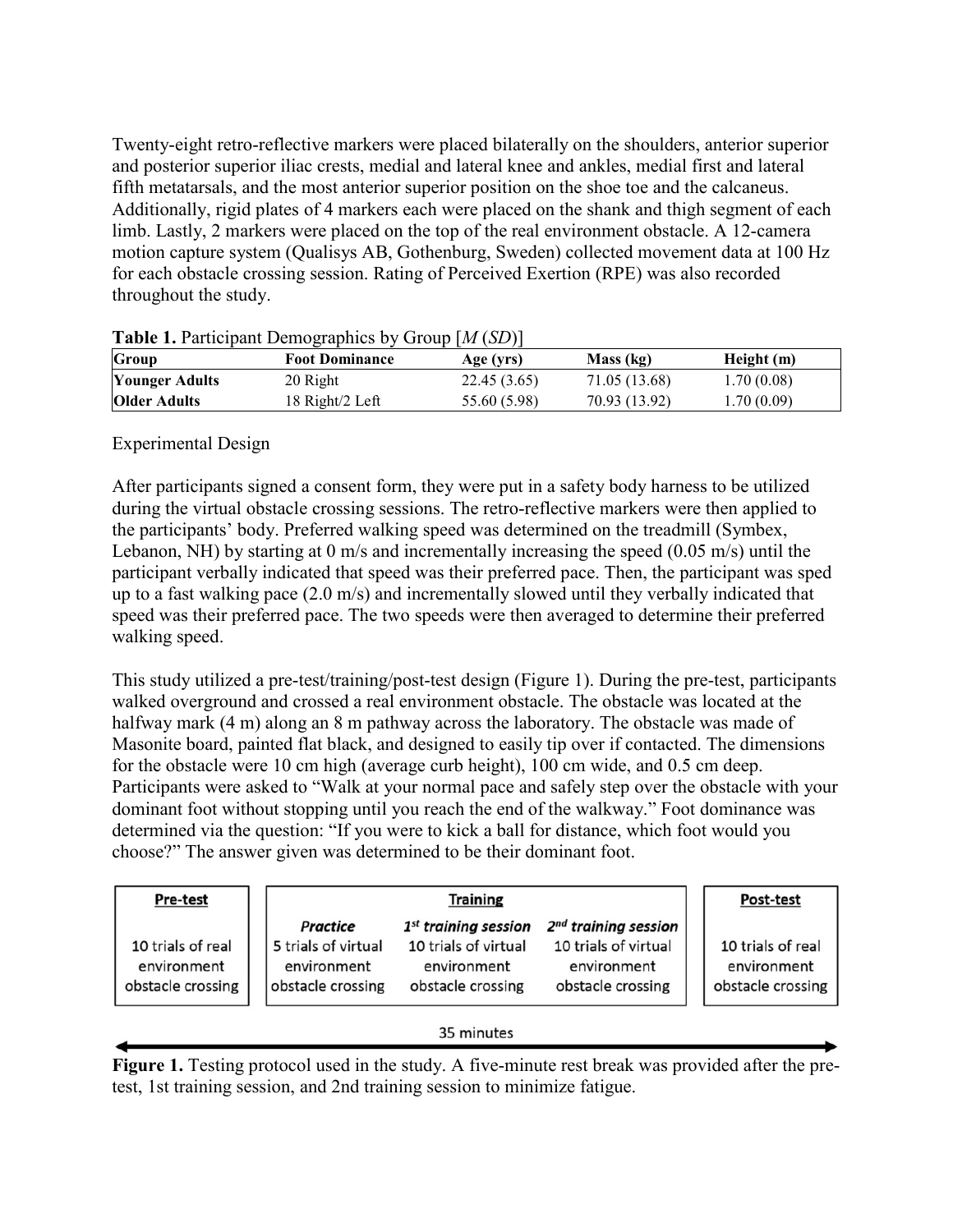Twenty-eight retro-reflective markers were placed bilaterally on the shoulders, anterior superior and posterior superior iliac crests, medial and lateral knee and ankles, medial first and lateral fifth metatarsals, and the most anterior superior position on the shoe toe and the calcaneus. Additionally, rigid plates of 4 markers each were placed on the shank and thigh segment of each limb. Lastly, 2 markers were placed on the top of the real environment obstacle. A 12-camera motion capture system (Qualisys AB, Gothenburg, Sweden) collected movement data at 100 Hz for each obstacle crossing session. Rating of Perceived Exertion (RPE) was also recorded throughout the study.

**Table 1.** Participant Demographics by Group [*M* (*SD*)]

| Group | Foot Dominance | Age (yrs) | Mass (kg) | Height (m) |
|---|---|---|---|---|
| **Younger Adults** | 20 Right | 22.45 (3.65) | 71.05 (13.68) | 1.70 (0.08) |
| **Older Adults** | 18 Right/2 Left | 55.60 (5.98) | 70.93 (13.92) | 1.70 (0.09) |

Experimental Design

After participants signed a consent form, they were put in a safety body harness to be utilized during the virtual obstacle crossing sessions. The retro-reflective markers were then applied to the participants' body. Preferred walking speed was determined on the treadmill (Symbex, Lebanon, NH) by starting at 0 m/s and incrementally increasing the speed (0.05 m/s) until the participant verbally indicated that speed was their preferred pace. Then, the participant was sped up to a fast walking pace (2.0 m/s) and incrementally slowed until they verbally indicated that speed was their preferred pace. The two speeds were then averaged to determine their preferred walking speed.

This study utilized a pre-test/training/post-test design (Figure 1). During the pre-test, participants walked overground and crossed a real environment obstacle. The obstacle was located at the halfway mark (4 m) along an 8 m pathway across the laboratory. The obstacle was made of Masonite board, painted flat black, and designed to easily tip over if contacted. The dimensions for the obstacle were 10 cm high (average curb height), 100 cm wide, and 0.5 cm deep. Participants were asked to "Walk at your normal pace and safely step over the obstacle with your dominant foot without stopping until you reach the end of the walkway." Foot dominance was determined via the question: "If you were to kick a ball for distance, which foot would you choose?" The answer given was determined to be their dominant foot.

| Pre-test | Training | | | Post-test |
|---|---|---|---|---|
| | *Practice* | *1st training session* | *2nd training session* | |
| 10 trials of real environment obstacle crossing | 5 trials of virtual environment obstacle crossing | 10 trials of virtual environment obstacle crossing | 10 trials of virtual environment obstacle crossing | 10 trials of real environment obstacle crossing |

35 minutes

**Figure 1.** Testing protocol used in the study. A five-minute rest break was provided after the pre-test, 1st training session, and 2nd training session to minimize fatigue.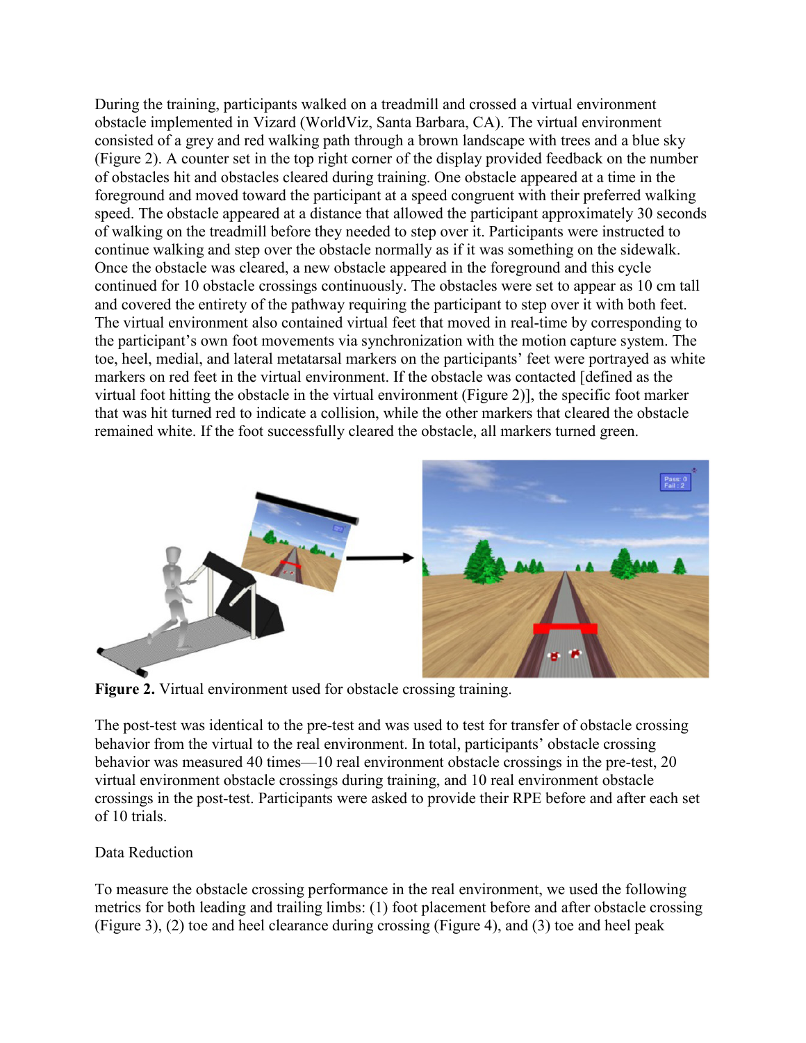During the training, participants walked on a treadmill and crossed a virtual environment obstacle implemented in Vizard (WorldViz, Santa Barbara, CA). The virtual environment consisted of a grey and red walking path through a brown landscape with trees and a blue sky (Figure 2). A counter set in the top right corner of the display provided feedback on the number of obstacles hit and obstacles cleared during training. One obstacle appeared at a time in the foreground and moved toward the participant at a speed congruent with their preferred walking speed. The obstacle appeared at a distance that allowed the participant approximately 30 seconds of walking on the treadmill before they needed to step over it. Participants were instructed to continue walking and step over the obstacle normally as if it was something on the sidewalk. Once the obstacle was cleared, a new obstacle appeared in the foreground and this cycle continued for 10 obstacle crossings continuously. The obstacles were set to appear as 10 cm tall and covered the entirety of the pathway requiring the participant to step over it with both feet. The virtual environment also contained virtual feet that moved in real-time by corresponding to the participant's own foot movements via synchronization with the motion capture system. The toe, heel, medial, and lateral metatarsal markers on the participants' feet were portrayed as white markers on red feet in the virtual environment. If the obstacle was contacted [defined as the virtual foot hitting the obstacle in the virtual environment (Figure 2)], the specific foot marker that was hit turned red to indicate a collision, while the other markers that cleared the obstacle remained white. If the foot successfully cleared the obstacle, all markers turned green.

**Figure 2.** Virtual environment used for obstacle crossing training.

The post-test was identical to the pre-test and was used to test for transfer of obstacle crossing behavior from the virtual to the real environment. In total, participants' obstacle crossing behavior was measured 40 times—10 real environment obstacle crossings in the pre-test, 20 virtual environment obstacle crossings during training, and 10 real environment obstacle crossings in the post-test. Participants were asked to provide their RPE before and after each set of 10 trials.

Data Reduction

To measure the obstacle crossing performance in the real environment, we used the following metrics for both leading and trailing limbs: (1) foot placement before and after obstacle crossing (Figure 3), (2) toe and heel clearance during crossing (Figure 4), and (3) toe and heel peak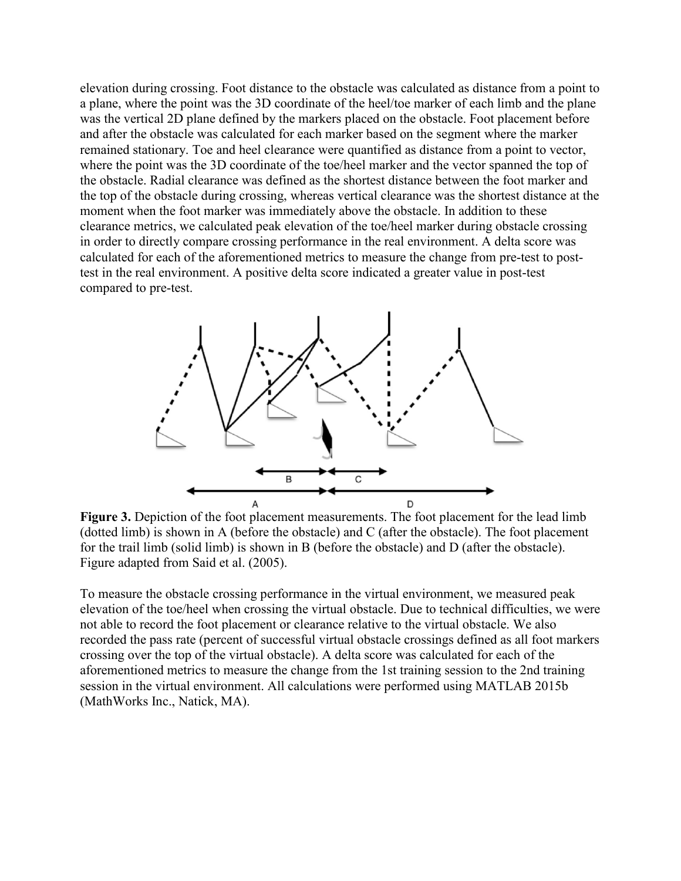elevation during crossing. Foot distance to the obstacle was calculated as distance from a point to a plane, where the point was the 3D coordinate of the heel/toe marker of each limb and the plane was the vertical 2D plane defined by the markers placed on the obstacle. Foot placement before and after the obstacle was calculated for each marker based on the segment where the marker remained stationary. Toe and heel clearance were quantified as distance from a point to vector, where the point was the 3D coordinate of the toe/heel marker and the vector spanned the top of the obstacle. Radial clearance was defined as the shortest distance between the foot marker and the top of the obstacle during crossing, whereas vertical clearance was the shortest distance at the moment when the foot marker was immediately above the obstacle. In addition to these clearance metrics, we calculated peak elevation of the toe/heel marker during obstacle crossing in order to directly compare crossing performance in the real environment. A delta score was calculated for each of the aforementioned metrics to measure the change from pre-test to post-test in the real environment. A positive delta score indicated a greater value in post-test compared to pre-test.

**Figure 3.** Depiction of the foot placement measurements. The foot placement for the lead limb (dotted limb) is shown in A (before the obstacle) and C (after the obstacle). The foot placement for the trail limb (solid limb) is shown in B (before the obstacle) and D (after the obstacle). Figure adapted from Said et al. (2005).

To measure the obstacle crossing performance in the virtual environment, we measured peak elevation of the toe/heel when crossing the virtual obstacle. Due to technical difficulties, we were not able to record the foot placement or clearance relative to the virtual obstacle. We also recorded the pass rate (percent of successful virtual obstacle crossings defined as all foot markers crossing over the top of the virtual obstacle). A delta score was calculated for each of the aforementioned metrics to measure the change from the 1st training session to the 2nd training session in the virtual environment. All calculations were performed using MATLAB 2015b (MathWorks Inc., Natick, MA).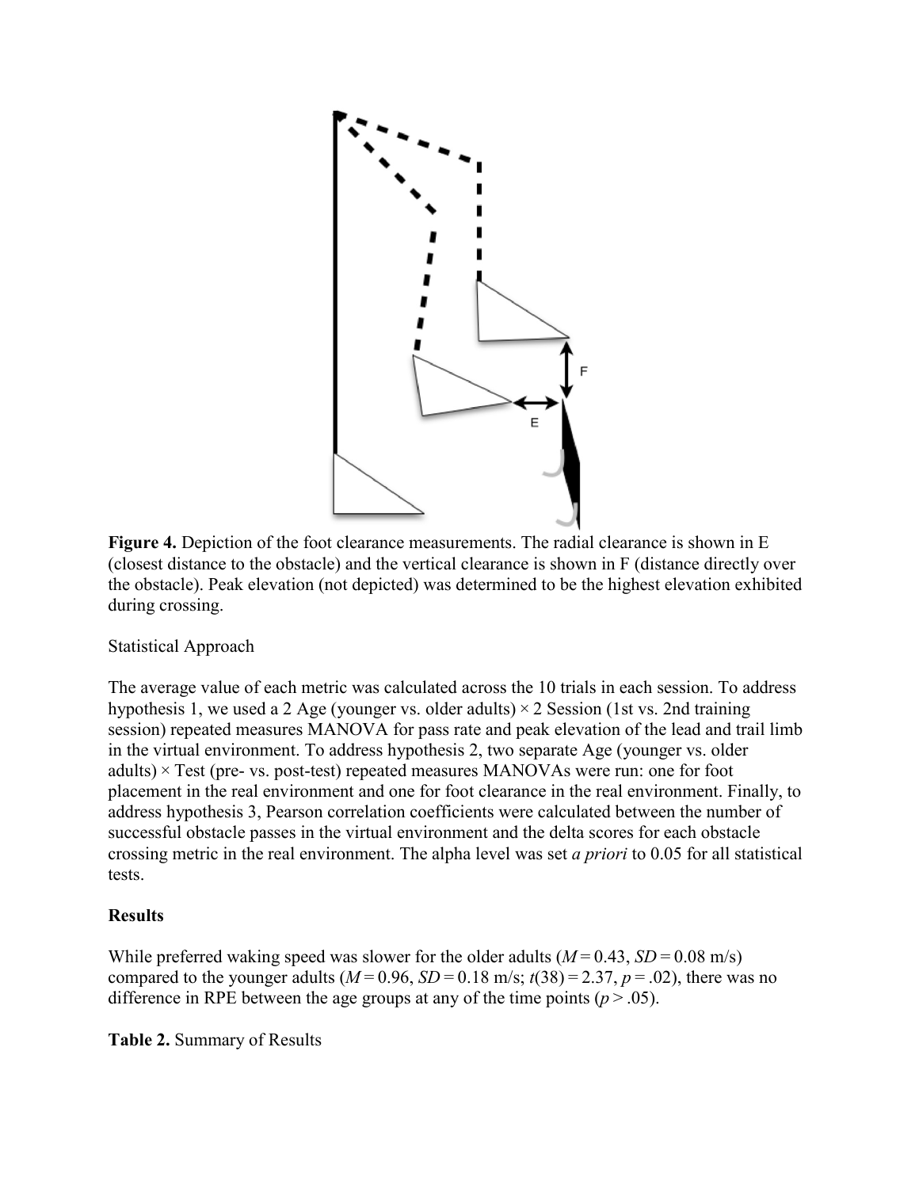**Figure 4.** Depiction of the foot clearance measurements. The radial clearance is shown in E (closest distance to the obstacle) and the vertical clearance is shown in F (distance directly over the obstacle). Peak elevation (not depicted) was determined to be the highest elevation exhibited during crossing.

Statistical Approach

The average value of each metric was calculated across the 10 trials in each session. To address hypothesis 1, we used a 2 Age (younger vs. older adults) × 2 Session (1st vs. 2nd training session) repeated measures MANOVA for pass rate and peak elevation of the lead and trail limb in the virtual environment. To address hypothesis 2, two separate Age (younger vs. older adults) × Test (pre- vs. post-test) repeated measures MANOVAs were run: one for foot placement in the real environment and one for foot clearance in the real environment. Finally, to address hypothesis 3, Pearson correlation coefficients were calculated between the number of successful obstacle passes in the virtual environment and the delta scores for each obstacle crossing metric in the real environment. The alpha level was set *a priori* to 0.05 for all statistical tests.

**Results**

While preferred waking speed was slower for the older adults ($M = 0.43$, $SD = 0.08$ m/s) compared to the younger adults ($M = 0.96$, $SD = 0.18$ m/s; $t(38) = 2.37$, $p = .02$), there was no difference in RPE between the age groups at any of the time points ($p > .05$).

**Table 2.** Summary of Results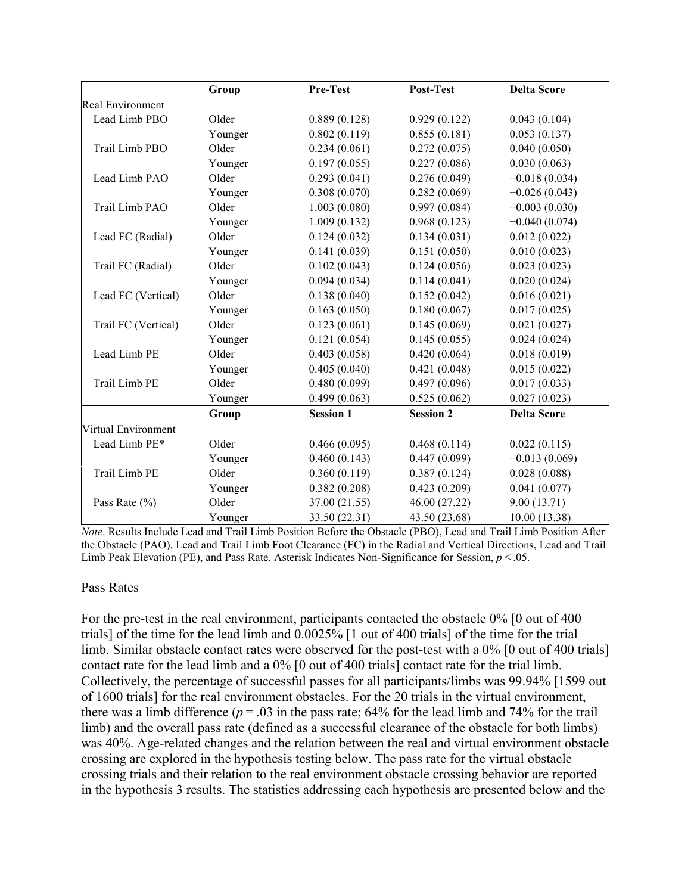| | Group | Pre-Test | Post-Test | Delta Score |
|---|---|---|---|---|
| Real Environment | | | | |
| Lead Limb PBO | Older | 0.889 (0.128) | 0.929 (0.122) | 0.043 (0.104) |
| | Younger | 0.802 (0.119) | 0.855 (0.181) | 0.053 (0.137) |
| Trail Limb PBO | Older | 0.234 (0.061) | 0.272 (0.075) | 0.040 (0.050) |
| | Younger | 0.197 (0.055) | 0.227 (0.086) | 0.030 (0.063) |
| Lead Limb PAO | Older | 0.293 (0.041) | 0.276 (0.049) | −0.018 (0.034) |
| | Younger | 0.308 (0.070) | 0.282 (0.069) | −0.026 (0.043) |
| Trail Limb PAO | Older | 1.003 (0.080) | 0.997 (0.084) | −0.003 (0.030) |
| | Younger | 1.009 (0.132) | 0.968 (0.123) | −0.040 (0.074) |
| Lead FC (Radial) | Older | 0.124 (0.032) | 0.134 (0.031) | 0.012 (0.022) |
| | Younger | 0.141 (0.039) | 0.151 (0.050) | 0.010 (0.023) |
| Trail FC (Radial) | Older | 0.102 (0.043) | 0.124 (0.056) | 0.023 (0.023) |
| | Younger | 0.094 (0.034) | 0.114 (0.041) | 0.020 (0.024) |
| Lead FC (Vertical) | Older | 0.138 (0.040) | 0.152 (0.042) | 0.016 (0.021) |
| | Younger | 0.163 (0.050) | 0.180 (0.067) | 0.017 (0.025) |
| Trail FC (Vertical) | Older | 0.123 (0.061) | 0.145 (0.069) | 0.021 (0.027) |
| | Younger | 0.121 (0.054) | 0.145 (0.055) | 0.024 (0.024) |
| Lead Limb PE | Older | 0.403 (0.058) | 0.420 (0.064) | 0.018 (0.019) |
| | Younger | 0.405 (0.040) | 0.421 (0.048) | 0.015 (0.022) |
| Trail Limb PE | Older | 0.480 (0.099) | 0.497 (0.096) | 0.017 (0.033) |
| | Younger | 0.499 (0.063) | 0.525 (0.062) | 0.027 (0.023) |
| | **Group** | **Session 1** | **Session 2** | **Delta Score** |
| Virtual Environment | | | | |
| Lead Limb PE* | Older | 0.466 (0.095) | 0.468 (0.114) | 0.022 (0.115) |
| | Younger | 0.460 (0.143) | 0.447 (0.099) | −0.013 (0.069) |
| Trail Limb PE | Older | 0.360 (0.119) | 0.387 (0.124) | 0.028 (0.088) |
| | Younger | 0.382 (0.208) | 0.423 (0.209) | 0.041 (0.077) |
| Pass Rate (%) | Older | 37.00 (21.55) | 46.00 (27.22) | 9.00 (13.71) |
| | Younger | 33.50 (22.31) | 43.50 (23.68) | 10.00 (13.38) |

*Note*. Results Include Lead and Trail Limb Position Before the Obstacle (PBO), Lead and Trail Limb Position After the Obstacle (PAO), Lead and Trail Limb Foot Clearance (FC) in the Radial and Vertical Directions, Lead and Trail Limb Peak Elevation (PE), and Pass Rate. Asterisk Indicates Non-Significance for Session, $p < .05$.

Pass Rates

For the pre-test in the real environment, participants contacted the obstacle 0% [0 out of 400 trials] of the time for the lead limb and 0.0025% [1 out of 400 trials] of the time for the trial limb. Similar obstacle contact rates were observed for the post-test with a 0% [0 out of 400 trials] contact rate for the lead limb and a 0% [0 out of 400 trials] contact rate for the trial limb. Collectively, the percentage of successful passes for all participants/limbs was 99.94% [1599 out of 1600 trials] for the real environment obstacles. For the 20 trials in the virtual environment, there was a limb difference ($p = .03$ in the pass rate; 64% for the lead limb and 74% for the trail limb) and the overall pass rate (defined as a successful clearance of the obstacle for both limbs) was 40%. Age-related changes and the relation between the real and virtual environment obstacle crossing are explored in the hypothesis testing below. The pass rate for the virtual obstacle crossing trials and their relation to the real environment obstacle crossing behavior are reported in the hypothesis 3 results. The statistics addressing each hypothesis are presented below and the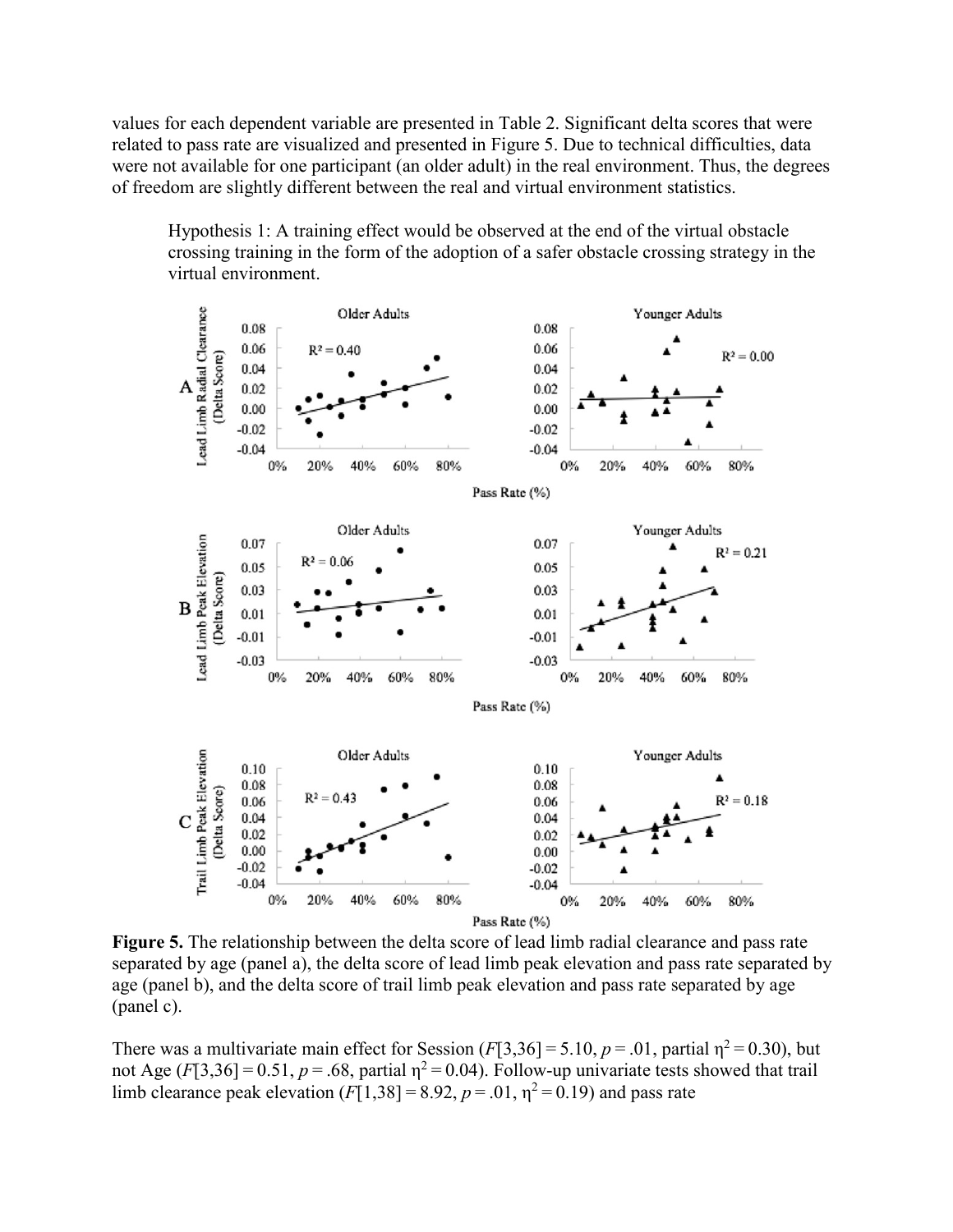values for each dependent variable are presented in Table 2. Significant delta scores that were related to pass rate are visualized and presented in Figure 5. Due to technical difficulties, data were not available for one participant (an older adult) in the real environment. Thus, the degrees of freedom are slightly different between the real and virtual environment statistics.

> Hypothesis 1: A training effect would be observed at the end of the virtual obstacle crossing training in the form of the adoption of a safer obstacle crossing strategy in the virtual environment.

**Figure 5.** The relationship between the delta score of lead limb radial clearance and pass rate separated by age (panel a), the delta score of lead limb peak elevation and pass rate separated by age (panel b), and the delta score of trail limb peak elevation and pass rate separated by age (panel c).

There was a multivariate main effect for Session ($F[3,36] = 5.10$, $p = .01$, partial $\eta^2 = 0.30$), but not Age ($F[3,36] = 0.51$, $p = .68$, partial $\eta^2 = 0.04$). Follow-up univariate tests showed that trail limb clearance peak elevation ($F[1,38] = 8.92$, $p = .01$, $\eta^2 = 0.19$) and pass rate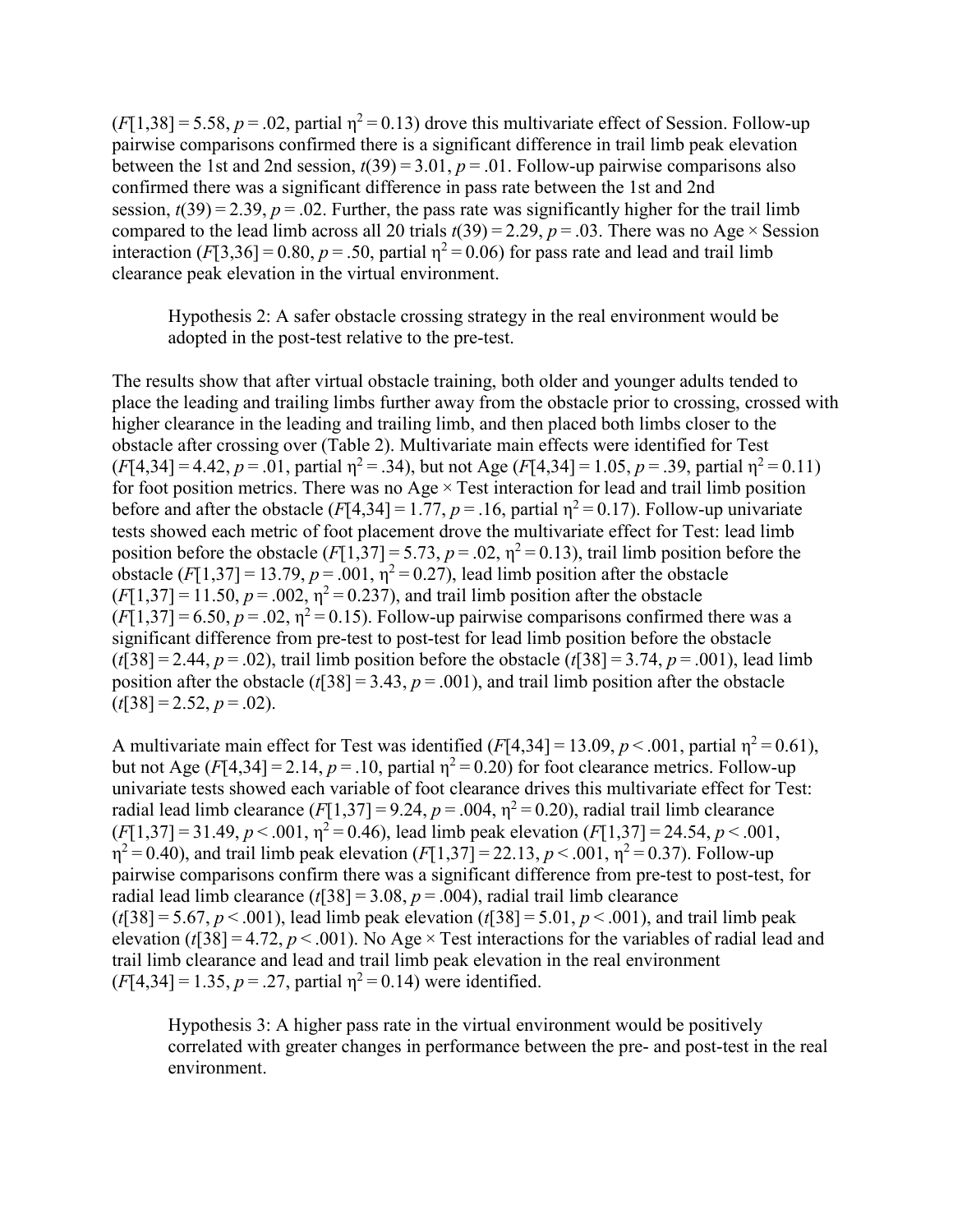($F[1,38] = 5.58$, $p = .02$, partial $\eta^2 = 0.13$) drove this multivariate effect of Session. Follow-up pairwise comparisons confirmed there is a significant difference in trail limb peak elevation between the 1st and 2nd session, $t(39) = 3.01$, $p = .01$. Follow-up pairwise comparisons also confirmed there was a significant difference in pass rate between the 1st and 2nd session, $t(39) = 2.39$, $p = .02$. Further, the pass rate was significantly higher for the trail limb compared to the lead limb across all 20 trials $t(39) = 2.29$, $p = .03$. There was no Age × Session interaction ($F[3,36] = 0.80$, $p = .50$, partial $\eta^2 = 0.06$) for pass rate and lead and trail limb clearance peak elevation in the virtual environment.

> Hypothesis 2: A safer obstacle crossing strategy in the real environment would be adopted in the post-test relative to the pre-test.

The results show that after virtual obstacle training, both older and younger adults tended to place the leading and trailing limbs further away from the obstacle prior to crossing, crossed with higher clearance in the leading and trailing limb, and then placed both limbs closer to the obstacle after crossing over (Table 2). Multivariate main effects were identified for Test ($F[4,34] = 4.42$, $p = .01$, partial $\eta^2 = .34$), but not Age ($F[4,34] = 1.05$, $p = .39$, partial $\eta^2 = 0.11$) for foot position metrics. There was no Age × Test interaction for lead and trail limb position before and after the obstacle ($F[4,34] = 1.77$, $p = .16$, partial $\eta^2 = 0.17$). Follow-up univariate tests showed each metric of foot placement drove the multivariate effect for Test: lead limb position before the obstacle ($F[1,37] = 5.73$, $p = .02$, $\eta^2 = 0.13$), trail limb position before the obstacle ($F[1,37] = 13.79$, $p = .001$, $\eta^2 = 0.27$), lead limb position after the obstacle ($F[1,37] = 11.50$, $p = .002$, $\eta^2 = 0.237$), and trail limb position after the obstacle ($F[1,37] = 6.50$, $p = .02$, $\eta^2 = 0.15$). Follow-up pairwise comparisons confirmed there was a significant difference from pre-test to post-test for lead limb position before the obstacle ($t[38] = 2.44$, $p = .02$), trail limb position before the obstacle ($t[38] = 3.74$, $p = .001$), lead limb position after the obstacle ($t[38] = 3.43$, $p = .001$), and trail limb position after the obstacle ($t[38] = 2.52$, $p = .02$).

A multivariate main effect for Test was identified ($F[4,34] = 13.09$, $p < .001$, partial $\eta^2 = 0.61$), but not Age ($F[4,34] = 2.14$, $p = .10$, partial $\eta^2 = 0.20$) for foot clearance metrics. Follow-up univariate tests showed each variable of foot clearance drives this multivariate effect for Test: radial lead limb clearance ($F[1,37] = 9.24$, $p = .004$, $\eta^2 = 0.20$), radial trail limb clearance ($F[1,37] = 31.49$, $p < .001$, $\eta^2 = 0.46$), lead limb peak elevation ($F[1,37] = 24.54$, $p < .001$, $\eta^2 = 0.40$), and trail limb peak elevation ($F[1,37] = 22.13$, $p < .001$, $\eta^2 = 0.37$). Follow-up pairwise comparisons confirm there was a significant difference from pre-test to post-test, for radial lead limb clearance ($t[38] = 3.08$, $p = .004$), radial trail limb clearance ($t[38] = 5.67$, $p < .001$), lead limb peak elevation ($t[38] = 5.01$, $p < .001$), and trail limb peak elevation ($t[38] = 4.72$, $p < .001$). No Age × Test interactions for the variables of radial lead and trail limb clearance and lead and trail limb peak elevation in the real environment ($F[4,34] = 1.35$, $p = .27$, partial $\eta^2 = 0.14$) were identified.

> Hypothesis 3: A higher pass rate in the virtual environment would be positively correlated with greater changes in performance between the pre- and post-test in the real environment.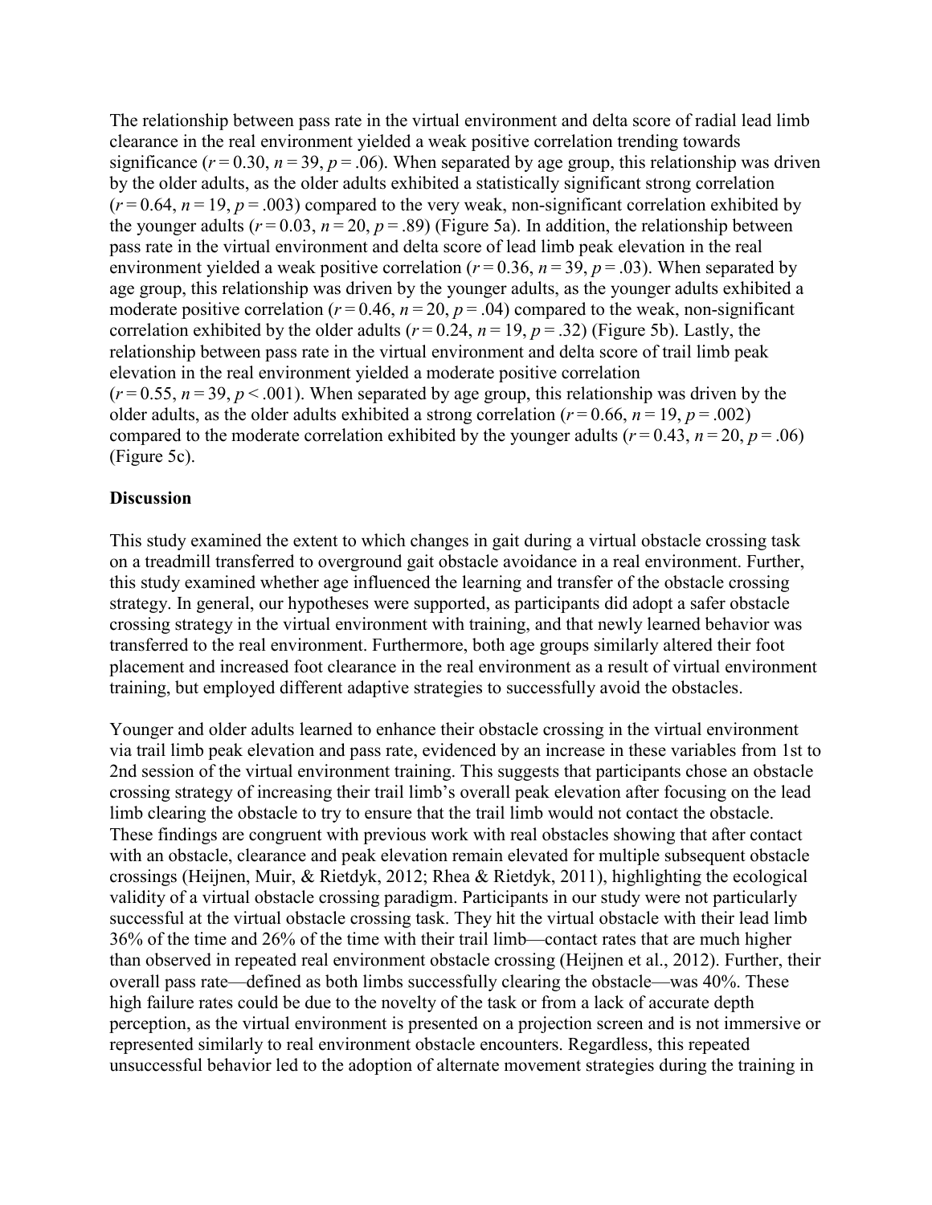The relationship between pass rate in the virtual environment and delta score of radial lead limb clearance in the real environment yielded a weak positive correlation trending towards significance ($r = 0.30$, $n = 39$, $p = .06$). When separated by age group, this relationship was driven by the older adults, as the older adults exhibited a statistically significant strong correlation ($r = 0.64$, $n = 19$, $p = .003$) compared to the very weak, non-significant correlation exhibited by the younger adults ($r = 0.03$, $n = 20$, $p = .89$) (Figure 5a). In addition, the relationship between pass rate in the virtual environment and delta score of lead limb peak elevation in the real environment yielded a weak positive correlation ($r = 0.36$, $n = 39$, $p = .03$). When separated by age group, this relationship was driven by the younger adults, as the younger adults exhibited a moderate positive correlation ($r = 0.46$, $n = 20$, $p = .04$) compared to the weak, non-significant correlation exhibited by the older adults ($r = 0.24$, $n = 19$, $p = .32$) (Figure 5b). Lastly, the relationship between pass rate in the virtual environment and delta score of trail limb peak elevation in the real environment yielded a moderate positive correlation ($r = 0.55$, $n = 39$, $p < .001$). When separated by age group, this relationship was driven by the older adults, as the older adults exhibited a strong correlation ($r = 0.66$, $n = 19$, $p = .002$) compared to the moderate correlation exhibited by the younger adults ($r = 0.43$, $n = 20$, $p = .06$) (Figure 5c).

## Discussion

This study examined the extent to which changes in gait during a virtual obstacle crossing task on a treadmill transferred to overground gait obstacle avoidance in a real environment. Further, this study examined whether age influenced the learning and transfer of the obstacle crossing strategy. In general, our hypotheses were supported, as participants did adopt a safer obstacle crossing strategy in the virtual environment with training, and that newly learned behavior was transferred to the real environment. Furthermore, both age groups similarly altered their foot placement and increased foot clearance in the real environment as a result of virtual environment training, but employed different adaptive strategies to successfully avoid the obstacles.

Younger and older adults learned to enhance their obstacle crossing in the virtual environment via trail limb peak elevation and pass rate, evidenced by an increase in these variables from 1st to 2nd session of the virtual environment training. This suggests that participants chose an obstacle crossing strategy of increasing their trail limb's overall peak elevation after focusing on the lead limb clearing the obstacle to try to ensure that the trail limb would not contact the obstacle. These findings are congruent with previous work with real obstacles showing that after contact with an obstacle, clearance and peak elevation remain elevated for multiple subsequent obstacle crossings (Heijnen, Muir, & Rietdyk, 2012; Rhea & Rietdyk, 2011), highlighting the ecological validity of a virtual obstacle crossing paradigm. Participants in our study were not particularly successful at the virtual obstacle crossing task. They hit the virtual obstacle with their lead limb 36% of the time and 26% of the time with their trail limb—contact rates that are much higher than observed in repeated real environment obstacle crossing (Heijnen et al., 2012). Further, their overall pass rate—defined as both limbs successfully clearing the obstacle—was 40%. These high failure rates could be due to the novelty of the task or from a lack of accurate depth perception, as the virtual environment is presented on a projection screen and is not immersive or represented similarly to real environment obstacle encounters. Regardless, this repeated unsuccessful behavior led to the adoption of alternate movement strategies during the training in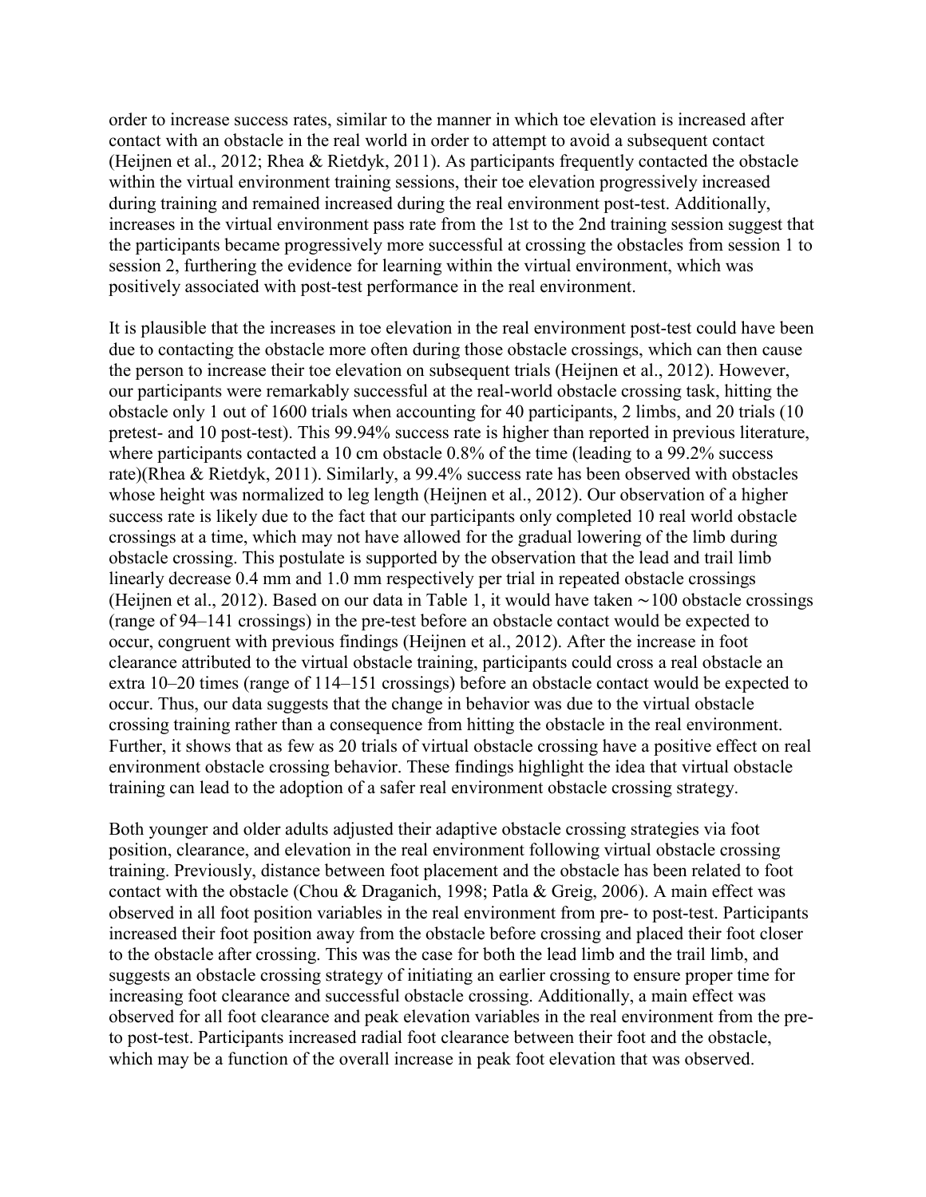order to increase success rates, similar to the manner in which toe elevation is increased after contact with an obstacle in the real world in order to attempt to avoid a subsequent contact (Heijnen et al., 2012; Rhea & Rietdyk, 2011). As participants frequently contacted the obstacle within the virtual environment training sessions, their toe elevation progressively increased during training and remained increased during the real environment post-test. Additionally, increases in the virtual environment pass rate from the 1st to the 2nd training session suggest that the participants became progressively more successful at crossing the obstacles from session 1 to session 2, furthering the evidence for learning within the virtual environment, which was positively associated with post-test performance in the real environment.

It is plausible that the increases in toe elevation in the real environment post-test could have been due to contacting the obstacle more often during those obstacle crossings, which can then cause the person to increase their toe elevation on subsequent trials (Heijnen et al., 2012). However, our participants were remarkably successful at the real-world obstacle crossing task, hitting the obstacle only 1 out of 1600 trials when accounting for 40 participants, 2 limbs, and 20 trials (10 pretest- and 10 post-test). This 99.94% success rate is higher than reported in previous literature, where participants contacted a 10 cm obstacle 0.8% of the time (leading to a 99.2% success rate)(Rhea & Rietdyk, 2011). Similarly, a 99.4% success rate has been observed with obstacles whose height was normalized to leg length (Heijnen et al., 2012). Our observation of a higher success rate is likely due to the fact that our participants only completed 10 real world obstacle crossings at a time, which may not have allowed for the gradual lowering of the limb during obstacle crossing. This postulate is supported by the observation that the lead and trail limb linearly decrease 0.4 mm and 1.0 mm respectively per trial in repeated obstacle crossings (Heijnen et al., 2012). Based on our data in Table 1, it would have taken ∼100 obstacle crossings (range of 94–141 crossings) in the pre-test before an obstacle contact would be expected to occur, congruent with previous findings (Heijnen et al., 2012). After the increase in foot clearance attributed to the virtual obstacle training, participants could cross a real obstacle an extra 10–20 times (range of 114–151 crossings) before an obstacle contact would be expected to occur. Thus, our data suggests that the change in behavior was due to the virtual obstacle crossing training rather than a consequence from hitting the obstacle in the real environment. Further, it shows that as few as 20 trials of virtual obstacle crossing have a positive effect on real environment obstacle crossing behavior. These findings highlight the idea that virtual obstacle training can lead to the adoption of a safer real environment obstacle crossing strategy.

Both younger and older adults adjusted their adaptive obstacle crossing strategies via foot position, clearance, and elevation in the real environment following virtual obstacle crossing training. Previously, distance between foot placement and the obstacle has been related to foot contact with the obstacle (Chou & Draganich, 1998; Patla & Greig, 2006). A main effect was observed in all foot position variables in the real environment from pre- to post-test. Participants increased their foot position away from the obstacle before crossing and placed their foot closer to the obstacle after crossing. This was the case for both the lead limb and the trail limb, and suggests an obstacle crossing strategy of initiating an earlier crossing to ensure proper time for increasing foot clearance and successful obstacle crossing. Additionally, a main effect was observed for all foot clearance and peak elevation variables in the real environment from the pre- to post-test. Participants increased radial foot clearance between their foot and the obstacle, which may be a function of the overall increase in peak foot elevation that was observed.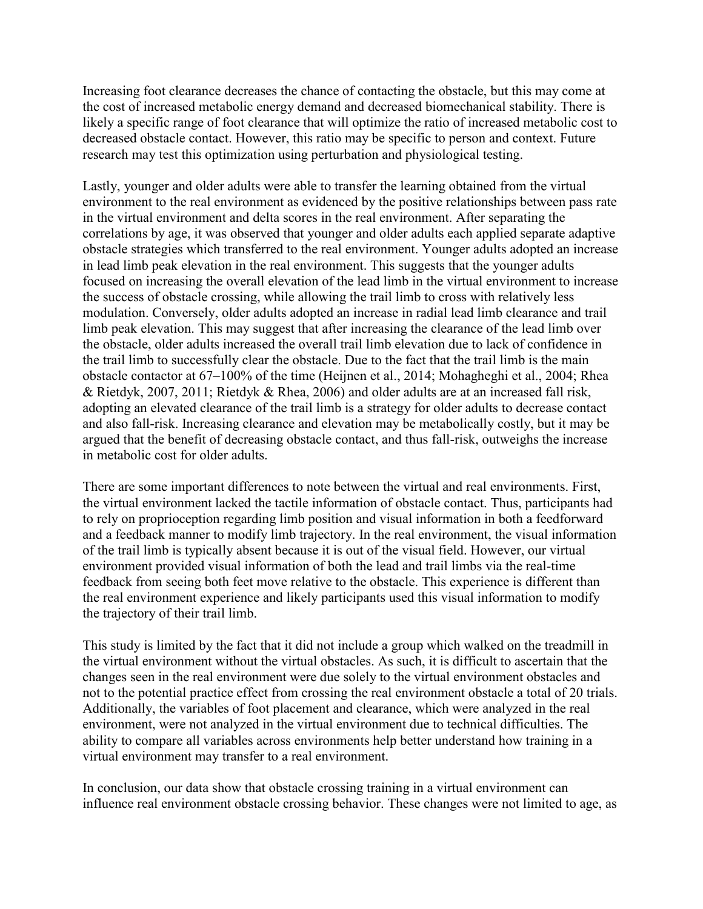Increasing foot clearance decreases the chance of contacting the obstacle, but this may come at the cost of increased metabolic energy demand and decreased biomechanical stability. There is likely a specific range of foot clearance that will optimize the ratio of increased metabolic cost to decreased obstacle contact. However, this ratio may be specific to person and context. Future research may test this optimization using perturbation and physiological testing.

Lastly, younger and older adults were able to transfer the learning obtained from the virtual environment to the real environment as evidenced by the positive relationships between pass rate in the virtual environment and delta scores in the real environment. After separating the correlations by age, it was observed that younger and older adults each applied separate adaptive obstacle strategies which transferred to the real environment. Younger adults adopted an increase in lead limb peak elevation in the real environment. This suggests that the younger adults focused on increasing the overall elevation of the lead limb in the virtual environment to increase the success of obstacle crossing, while allowing the trail limb to cross with relatively less modulation. Conversely, older adults adopted an increase in radial lead limb clearance and trail limb peak elevation. This may suggest that after increasing the clearance of the lead limb over the obstacle, older adults increased the overall trail limb elevation due to lack of confidence in the trail limb to successfully clear the obstacle. Due to the fact that the trail limb is the main obstacle contactor at 67–100% of the time (Heijnen et al., 2014; Mohagheghi et al., 2004; Rhea & Rietdyk, 2007, 2011; Rietdyk & Rhea, 2006) and older adults are at an increased fall risk, adopting an elevated clearance of the trail limb is a strategy for older adults to decrease contact and also fall-risk. Increasing clearance and elevation may be metabolically costly, but it may be argued that the benefit of decreasing obstacle contact, and thus fall-risk, outweighs the increase in metabolic cost for older adults.

There are some important differences to note between the virtual and real environments. First, the virtual environment lacked the tactile information of obstacle contact. Thus, participants had to rely on proprioception regarding limb position and visual information in both a feedforward and a feedback manner to modify limb trajectory. In the real environment, the visual information of the trail limb is typically absent because it is out of the visual field. However, our virtual environment provided visual information of both the lead and trail limbs via the real-time feedback from seeing both feet move relative to the obstacle. This experience is different than the real environment experience and likely participants used this visual information to modify the trajectory of their trail limb.

This study is limited by the fact that it did not include a group which walked on the treadmill in the virtual environment without the virtual obstacles. As such, it is difficult to ascertain that the changes seen in the real environment were due solely to the virtual environment obstacles and not to the potential practice effect from crossing the real environment obstacle a total of 20 trials. Additionally, the variables of foot placement and clearance, which were analyzed in the real environment, were not analyzed in the virtual environment due to technical difficulties. The ability to compare all variables across environments help better understand how training in a virtual environment may transfer to a real environment.

In conclusion, our data show that obstacle crossing training in a virtual environment can influence real environment obstacle crossing behavior. These changes were not limited to age, as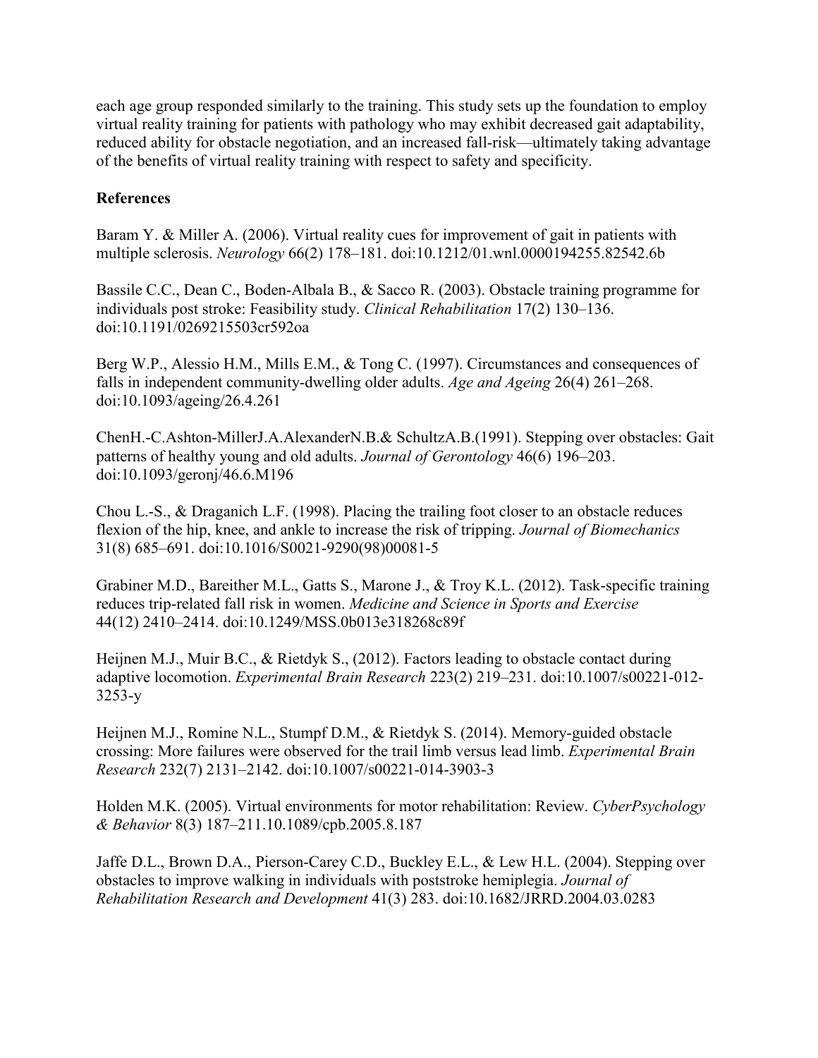each age group responded similarly to the training. This study sets up the foundation to employ virtual reality training for patients with pathology who may exhibit decreased gait adaptability, reduced ability for obstacle negotiation, and an increased fall-risk—ultimately taking advantage of the benefits of virtual reality training with respect to safety and specificity.

## References

Baram Y. & Miller A. (2006). Virtual reality cues for improvement of gait in patients with multiple sclerosis. *Neurology* 66(2) 178–181. doi:10.1212/01.wnl.0000194255.82542.6b

Bassile C.C., Dean C., Boden-Albala B., & Sacco R. (2003). Obstacle training programme for individuals post stroke: Feasibility study. *Clinical Rehabilitation* 17(2) 130–136. doi:10.1191/0269215503cr592oa

Berg W.P., Alessio H.M., Mills E.M., & Tong C. (1997). Circumstances and consequences of falls in independent community-dwelling older adults. *Age and Ageing* 26(4) 261–268. doi:10.1093/ageing/26.4.261

ChenH.-C.Ashton-MillerJ.A.AlexanderN.B.& SchultzA.B.(1991). Stepping over obstacles: Gait patterns of healthy young and old adults. *Journal of Gerontology* 46(6) 196–203. doi:10.1093/geronj/46.6.M196

Chou L.-S., & Draganich L.F. (1998). Placing the trailing foot closer to an obstacle reduces flexion of the hip, knee, and ankle to increase the risk of tripping. *Journal of Biomechanics* 31(8) 685–691. doi:10.1016/S0021-9290(98)00081-5

Grabiner M.D., Bareither M.L., Gatts S., Marone J., & Troy K.L. (2012). Task-specific training reduces trip-related fall risk in women. *Medicine and Science in Sports and Exercise* 44(12) 2410–2414. doi:10.1249/MSS.0b013e318268c89f

Heijnen M.J., Muir B.C., & Rietdyk S., (2012). Factors leading to obstacle contact during adaptive locomotion. *Experimental Brain Research* 223(2) 219–231. doi:10.1007/s00221-012-3253-y

Heijnen M.J., Romine N.L., Stumpf D.M., & Rietdyk S. (2014). Memory-guided obstacle crossing: More failures were observed for the trail limb versus lead limb. *Experimental Brain Research* 232(7) 2131–2142. doi:10.1007/s00221-014-3903-3

Holden M.K. (2005). Virtual environments for motor rehabilitation: Review. *CyberPsychology & Behavior* 8(3) 187–211.10.1089/cpb.2005.8.187

Jaffe D.L., Brown D.A., Pierson-Carey C.D., Buckley E.L., & Lew H.L. (2004). Stepping over obstacles to improve walking in individuals with poststroke hemiplegia. *Journal of Rehabilitation Research and Development* 41(3) 283. doi:10.1682/JRRD.2004.03.0283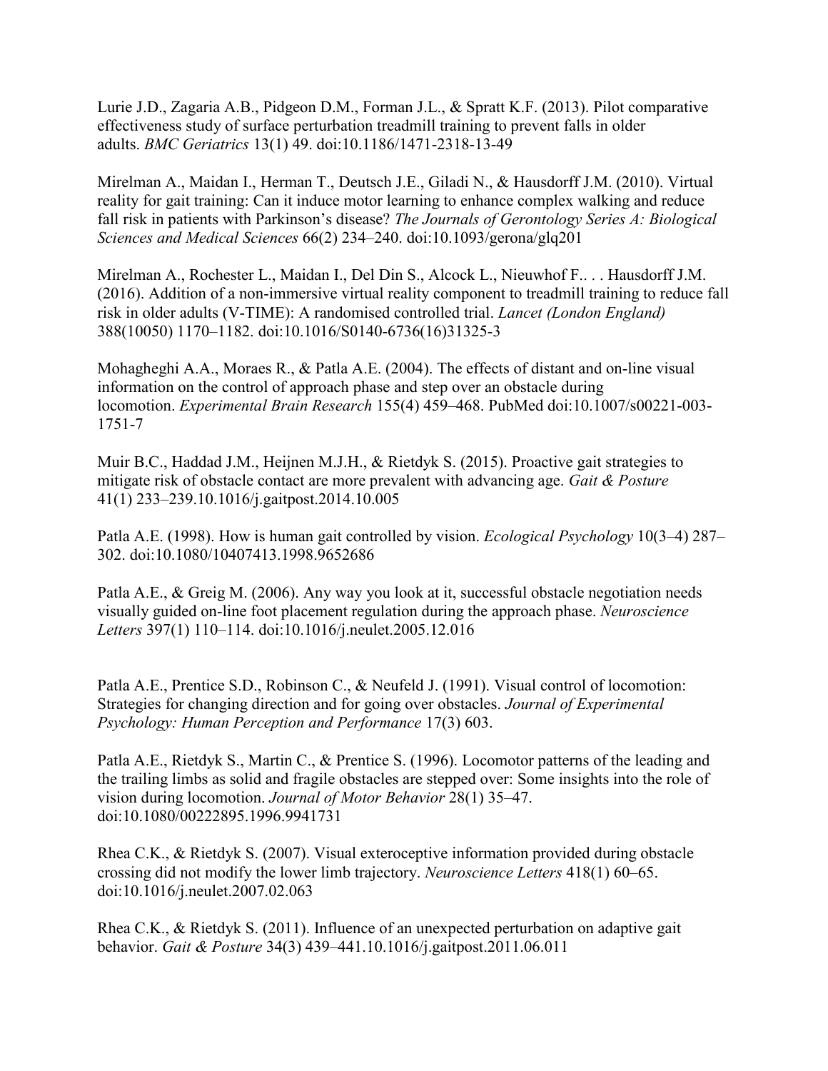Lurie J.D., Zagaria A.B., Pidgeon D.M., Forman J.L., & Spratt K.F. (2013). Pilot comparative effectiveness study of surface perturbation treadmill training to prevent falls in older adults. *BMC Geriatrics* 13(1) 49. doi:10.1186/1471-2318-13-49

Mirelman A., Maidan I., Herman T., Deutsch J.E., Giladi N., & Hausdorff J.M. (2010). Virtual reality for gait training: Can it induce motor learning to enhance complex walking and reduce fall risk in patients with Parkinson's disease? *The Journals of Gerontology Series A: Biological Sciences and Medical Sciences* 66(2) 234–240. doi:10.1093/gerona/glq201

Mirelman A., Rochester L., Maidan I., Del Din S., Alcock L., Nieuwhof F.. . . Hausdorff J.M. (2016). Addition of a non-immersive virtual reality component to treadmill training to reduce fall risk in older adults (V-TIME): A randomised controlled trial. *Lancet (London England)* 388(10050) 1170–1182. doi:10.1016/S0140-6736(16)31325-3

Mohagheghi A.A., Moraes R., & Patla A.E. (2004). The effects of distant and on-line visual information on the control of approach phase and step over an obstacle during locomotion. *Experimental Brain Research* 155(4) 459–468. PubMed doi:10.1007/s00221-003-1751-7

Muir B.C., Haddad J.M., Heijnen M.J.H., & Rietdyk S. (2015). Proactive gait strategies to mitigate risk of obstacle contact are more prevalent with advancing age. *Gait & Posture* 41(1) 233–239.10.1016/j.gaitpost.2014.10.005

Patla A.E. (1998). How is human gait controlled by vision. *Ecological Psychology* 10(3–4) 287–302. doi:10.1080/10407413.1998.9652686

Patla A.E., & Greig M. (2006). Any way you look at it, successful obstacle negotiation needs visually guided on-line foot placement regulation during the approach phase. *Neuroscience Letters* 397(1) 110–114. doi:10.1016/j.neulet.2005.12.016

Patla A.E., Prentice S.D., Robinson C., & Neufeld J. (1991). Visual control of locomotion: Strategies for changing direction and for going over obstacles. *Journal of Experimental Psychology: Human Perception and Performance* 17(3) 603.

Patla A.E., Rietdyk S., Martin C., & Prentice S. (1996). Locomotor patterns of the leading and the trailing limbs as solid and fragile obstacles are stepped over: Some insights into the role of vision during locomotion. *Journal of Motor Behavior* 28(1) 35–47. doi:10.1080/00222895.1996.9941731

Rhea C.K., & Rietdyk S. (2007). Visual exteroceptive information provided during obstacle crossing did not modify the lower limb trajectory. *Neuroscience Letters* 418(1) 60–65. doi:10.1016/j.neulet.2007.02.063

Rhea C.K., & Rietdyk S. (2011). Influence of an unexpected perturbation on adaptive gait behavior. *Gait & Posture* 34(3) 439–441.10.1016/j.gaitpost.2011.06.011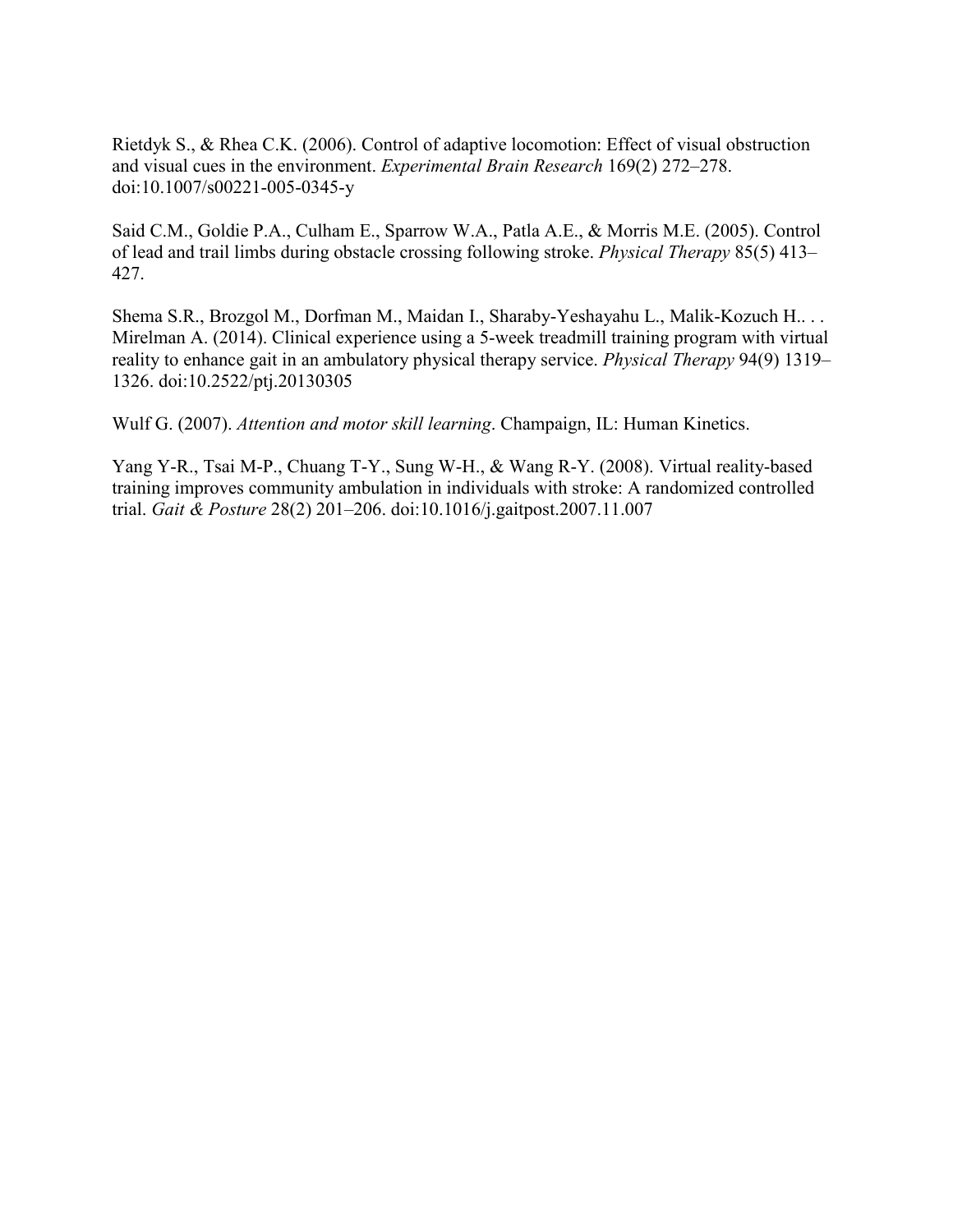Rietdyk S., & Rhea C.K. (2006). Control of adaptive locomotion: Effect of visual obstruction and visual cues in the environment. *Experimental Brain Research* 169(2) 272–278. doi:10.1007/s00221-005-0345-y

Said C.M., Goldie P.A., Culham E., Sparrow W.A., Patla A.E., & Morris M.E. (2005). Control of lead and trail limbs during obstacle crossing following stroke. *Physical Therapy* 85(5) 413–427.

Shema S.R., Brozgol M., Dorfman M., Maidan I., Sharaby-Yeshayahu L., Malik-Kozuch H.. . . Mirelman A. (2014). Clinical experience using a 5-week treadmill training program with virtual reality to enhance gait in an ambulatory physical therapy service. *Physical Therapy* 94(9) 1319–1326. doi:10.2522/ptj.20130305

Wulf G. (2007). *Attention and motor skill learning*. Champaign, IL: Human Kinetics.

Yang Y-R., Tsai M-P., Chuang T-Y., Sung W-H., & Wang R-Y. (2008). Virtual reality-based training improves community ambulation in individuals with stroke: A randomized controlled trial. *Gait & Posture* 28(2) 201–206. doi:10.1016/j.gaitpost.2007.11.007